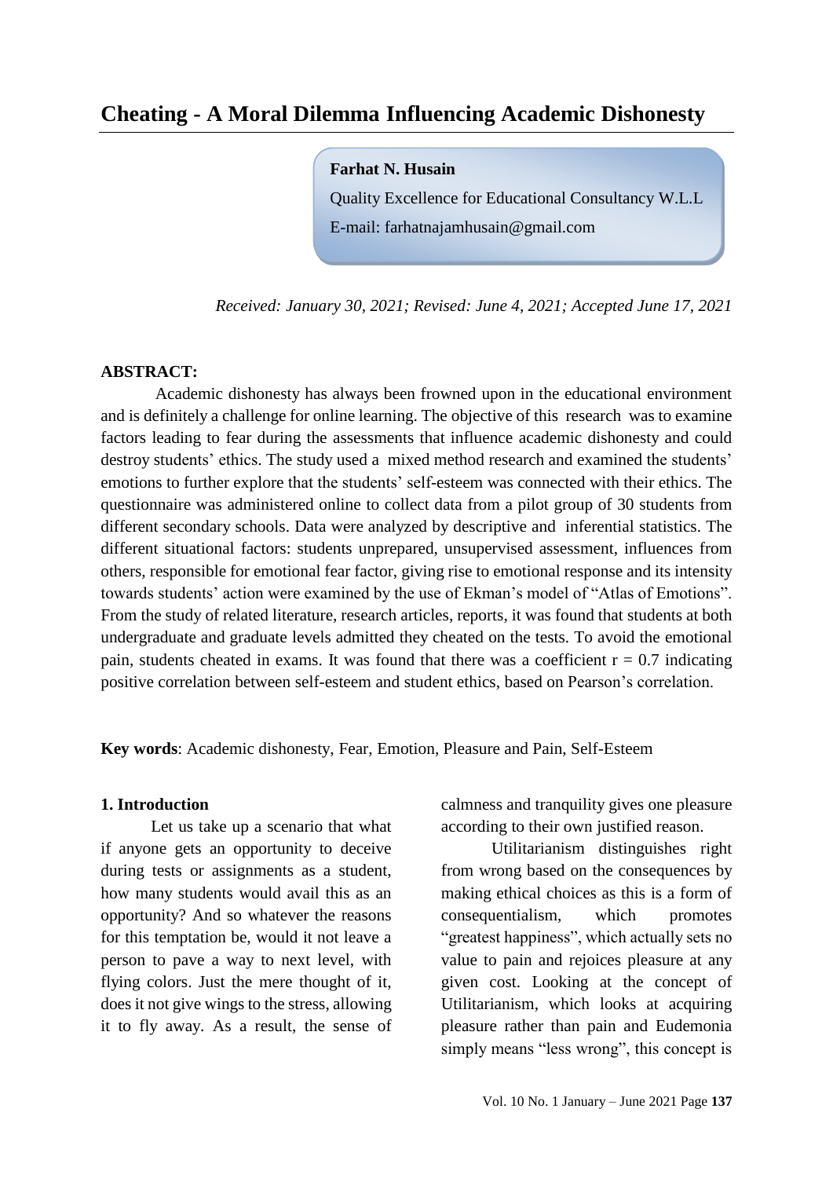# Cheating - A Moral Dilemma Influencing Academic Dishonesty

**Farhat N. Husain**

Quality Excellence for Educational Consultancy W.L.L

E-mail: farhatnajamhusain@gmail.com

*Received: January 30, 2021; Revised: June 4, 2021; Accepted June 17, 2021*

**ABSTRACT:**

Academic dishonesty has always been frowned upon in the educational environment and is definitely a challenge for online learning. The objective of this research was to examine factors leading to fear during the assessments that influence academic dishonesty and could destroy students' ethics. The study used a mixed method research and examined the students' emotions to further explore that the students' self-esteem was connected with their ethics. The questionnaire was administered online to collect data from a pilot group of 30 students from different secondary schools. Data were analyzed by descriptive and inferential statistics. The different situational factors: students unprepared, unsupervised assessment, influences from others, responsible for emotional fear factor, giving rise to emotional response and its intensity towards students' action were examined by the use of Ekman's model of "Atlas of Emotions". From the study of related literature, research articles, reports, it was found that students at both undergraduate and graduate levels admitted they cheated on the tests. To avoid the emotional pain, students cheated in exams. It was found that there was a coefficient $r = 0.7$ indicating positive correlation between self-esteem and student ethics, based on Pearson's correlation.

**Key words**: Academic dishonesty, Fear, Emotion, Pleasure and Pain, Self-Esteem

## 1. Introduction

Let us take up a scenario that what if anyone gets an opportunity to deceive during tests or assignments as a student, how many students would avail this as an opportunity? And so whatever the reasons for this temptation be, would it not leave a person to pave a way to next level, with flying colors. Just the mere thought of it, does it not give wings to the stress, allowing it to fly away. As a result, the sense of calmness and tranquility gives one pleasure according to their own justified reason.

Utilitarianism distinguishes right from wrong based on the consequences by making ethical choices as this is a form of consequentialism, which promotes "greatest happiness", which actually sets no value to pain and rejoices pleasure at any given cost. Looking at the concept of Utilitarianism, which looks at acquiring pleasure rather than pain and Eudemonia simply means "less wrong", this concept is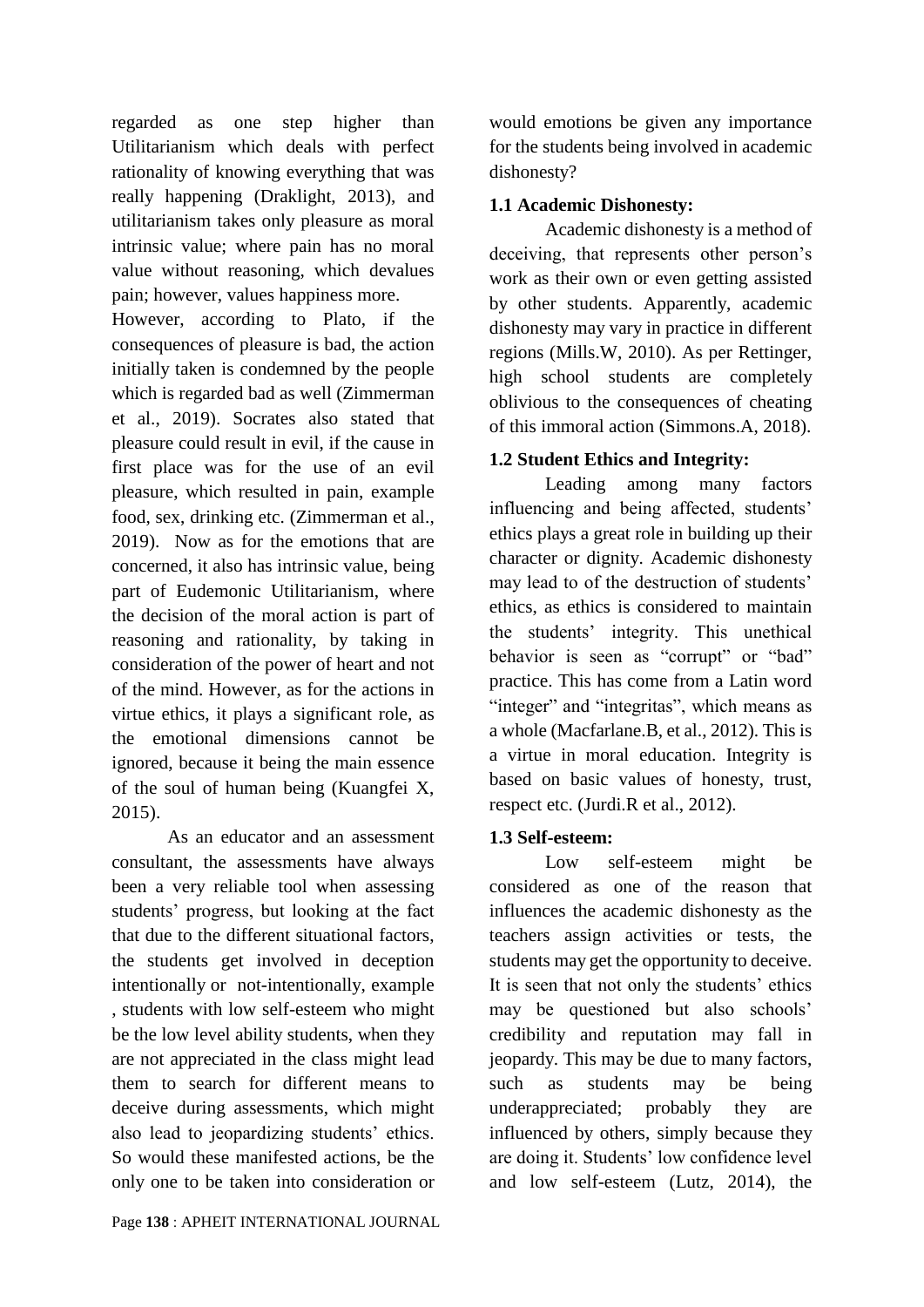regarded as one step higher than Utilitarianism which deals with perfect rationality of knowing everything that was really happening (Draklight, 2013), and utilitarianism takes only pleasure as moral intrinsic value; where pain has no moral value without reasoning, which devalues pain; however, values happiness more.

However, according to Plato, if the consequences of pleasure is bad, the action initially taken is condemned by the people which is regarded bad as well (Zimmerman et al., 2019). Socrates also stated that pleasure could result in evil, if the cause in first place was for the use of an evil pleasure, which resulted in pain, example food, sex, drinking etc. (Zimmerman et al., 2019). Now as for the emotions that are concerned, it also has intrinsic value, being part of Eudemonic Utilitarianism, where the decision of the moral action is part of reasoning and rationality, by taking in consideration of the power of heart and not of the mind. However, as for the actions in virtue ethics, it plays a significant role, as the emotional dimensions cannot be ignored, because it being the main essence of the soul of human being (Kuangfei X, 2015).

As an educator and an assessment consultant, the assessments have always been a very reliable tool when assessing students' progress, but looking at the fact that due to the different situational factors, the students get involved in deception intentionally or not-intentionally, example , students with low self-esteem who might be the low level ability students, when they are not appreciated in the class might lead them to search for different means to deceive during assessments, which might also lead to jeopardizing students' ethics. So would these manifested actions, be the only one to be taken into consideration or would emotions be given any importance for the students being involved in academic dishonesty?

### 1.1 Academic Dishonesty:

Academic dishonesty is a method of deceiving, that represents other person's work as their own or even getting assisted by other students. Apparently, academic dishonesty may vary in practice in different regions (Mills.W, 2010). As per Rettinger, high school students are completely oblivious to the consequences of cheating of this immoral action (Simmons.A, 2018).

### 1.2 Student Ethics and Integrity:

Leading among many factors influencing and being affected, students' ethics plays a great role in building up their character or dignity. Academic dishonesty may lead to of the destruction of students' ethics, as ethics is considered to maintain the students' integrity. This unethical behavior is seen as "corrupt" or "bad" practice. This has come from a Latin word "integer" and "integritas", which means as a whole (Macfarlane.B, et al., 2012). This is a virtue in moral education. Integrity is based on basic values of honesty, trust, respect etc. (Jurdi.R et al., 2012).

### 1.3 Self-esteem:

Low self-esteem might be considered as one of the reason that influences the academic dishonesty as the teachers assign activities or tests, the students may get the opportunity to deceive. It is seen that not only the students' ethics may be questioned but also schools' credibility and reputation may fall in jeopardy. This may be due to many factors, such as students may be being underappreciated; probably they are influenced by others, simply because they are doing it. Students' low confidence level and low self-esteem (Lutz, 2014), the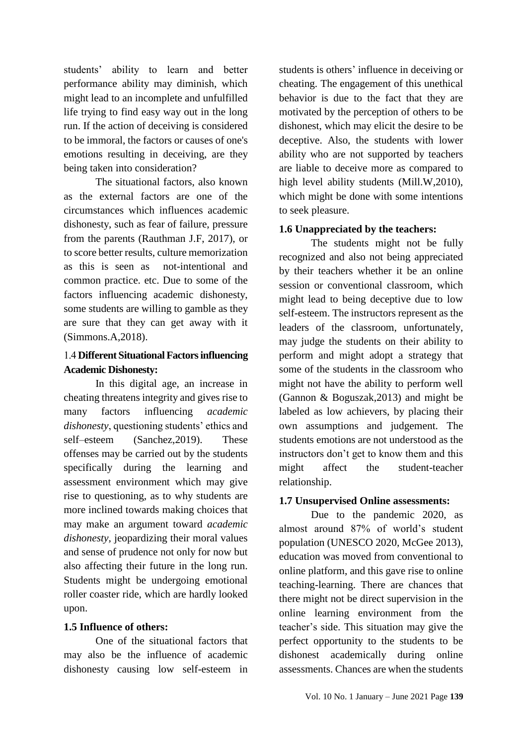students' ability to learn and better performance ability may diminish, which might lead to an incomplete and unfulfilled life trying to find easy way out in the long run. If the action of deceiving is considered to be immoral, the factors or causes of one's emotions resulting in deceiving, are they being taken into consideration?

The situational factors, also known as the external factors are one of the circumstances which influences academic dishonesty, such as fear of failure, pressure from the parents (Rauthman J.F, 2017), or to score better results, culture memorization as this is seen as not-intentional and common practice. etc. Due to some of the factors influencing academic dishonesty, some students are willing to gamble as they are sure that they can get away with it (Simmons.A,2018).

### 1.4 Different Situational Factors influencing Academic Dishonesty:

In this digital age, an increase in cheating threatens integrity and gives rise to many factors influencing *academic dishonesty*, questioning students' ethics and self–esteem (Sanchez,2019). These offenses may be carried out by the students specifically during the learning and assessment environment which may give rise to questioning, as to why students are more inclined towards making choices that may make an argument toward *academic dishonesty*, jeopardizing their moral values and sense of prudence not only for now but also affecting their future in the long run. Students might be undergoing emotional roller coaster ride, which are hardly looked upon.

### 1.5 Influence of others:

One of the situational factors that may also be the influence of academic dishonesty causing low self-esteem in students is others' influence in deceiving or cheating. The engagement of this unethical behavior is due to the fact that they are motivated by the perception of others to be dishonest, which may elicit the desire to be deceptive. Also, the students with lower ability who are not supported by teachers are liable to deceive more as compared to high level ability students (Mill.W,2010), which might be done with some intentions to seek pleasure.

### 1.6 Unappreciated by the teachers:

The students might not be fully recognized and also not being appreciated by their teachers whether it be an online session or conventional classroom, which might lead to being deceptive due to low self-esteem. The instructors represent as the leaders of the classroom, unfortunately, may judge the students on their ability to perform and might adopt a strategy that some of the students in the classroom who might not have the ability to perform well (Gannon & Boguszak,2013) and might be labeled as low achievers, by placing their own assumptions and judgement. The students emotions are not understood as the instructors don't get to know them and this might affect the student-teacher relationship.

### 1.7 Unsupervised Online assessments:

Due to the pandemic 2020, as almost around 87% of world's student population (UNESCO 2020, McGee 2013), education was moved from conventional to online platform, and this gave rise to online teaching-learning. There are chances that there might not be direct supervision in the online learning environment from the teacher's side. This situation may give the perfect opportunity to the students to be dishonest academically during online assessments. Chances are when the students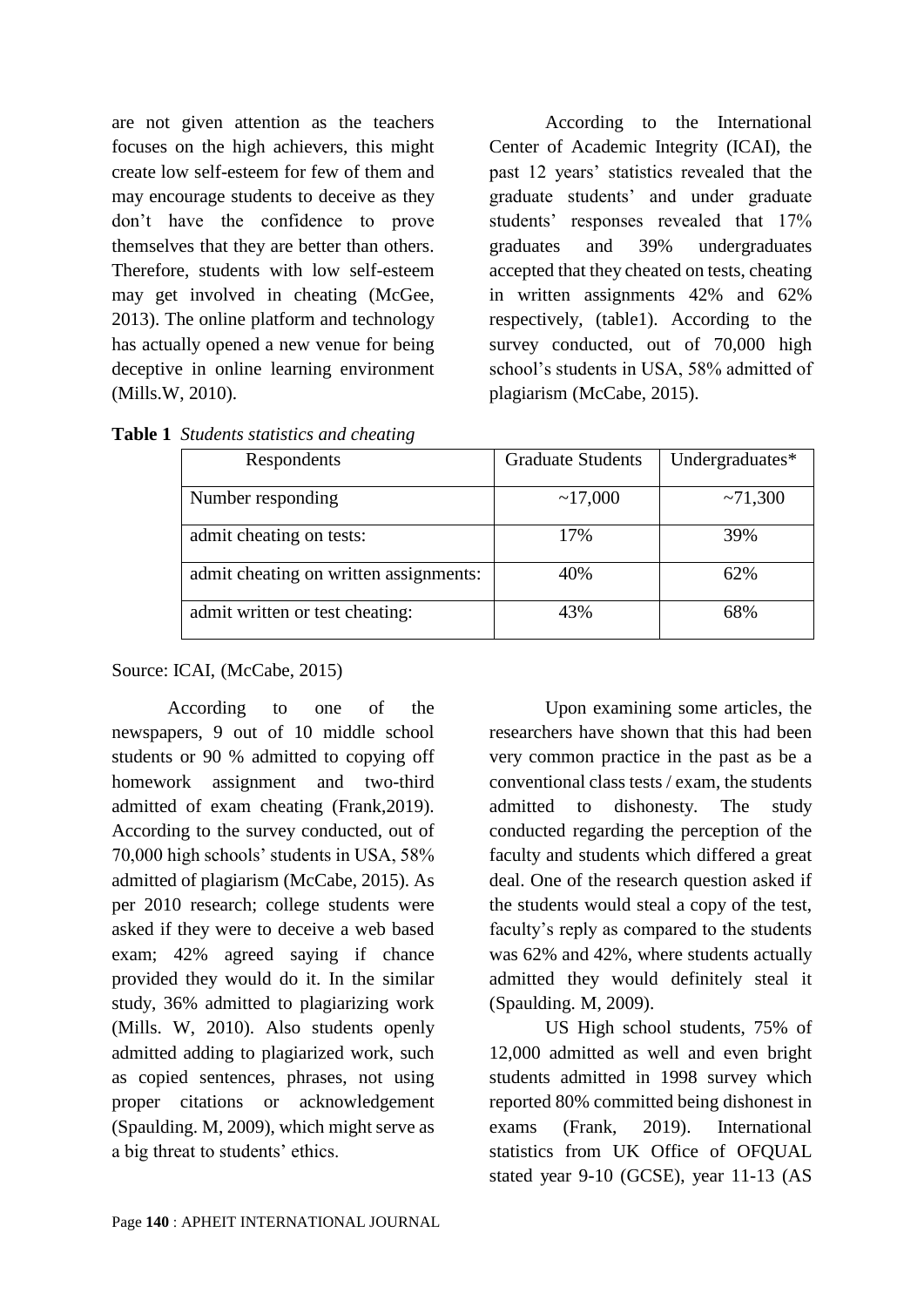are not given attention as the teachers focuses on the high achievers, this might create low self-esteem for few of them and may encourage students to deceive as they don't have the confidence to prove themselves that they are better than others. Therefore, students with low self-esteem may get involved in cheating (McGee, 2013). The online platform and technology has actually opened a new venue for being deceptive in online learning environment (Mills.W, 2010).

According to the International Center of Academic Integrity (ICAI), the past 12 years' statistics revealed that the graduate students' and under graduate students' responses revealed that 17% graduates and 39% undergraduates accepted that they cheated on tests, cheating in written assignments 42% and 62% respectively, (table1). According to the survey conducted, out of 70,000 high school's students in USA, 58% admitted of plagiarism (McCabe, 2015).

**Table 1** *Students statistics and cheating*

| Respondents | Graduate Students | Undergraduates* |
|---|---|---|
| Number responding | ~17,000 | ~71,300 |
| admit cheating on tests: | 17% | 39% |
| admit cheating on written assignments: | 40% | 62% |
| admit written or test cheating: | 43% | 68% |

Source: ICAI, (McCabe, 2015)

According to one of the newspapers, 9 out of 10 middle school students or 90 % admitted to copying off homework assignment and two-third admitted of exam cheating (Frank,2019). According to the survey conducted, out of 70,000 high schools' students in USA, 58% admitted of plagiarism (McCabe, 2015). As per 2010 research; college students were asked if they were to deceive a web based exam; 42% agreed saying if chance provided they would do it. In the similar study, 36% admitted to plagiarizing work (Mills. W, 2010). Also students openly admitted adding to plagiarized work, such as copied sentences, phrases, not using proper citations or acknowledgement (Spaulding. M, 2009), which might serve as a big threat to students' ethics.

Upon examining some articles, the researchers have shown that this had been very common practice in the past as be a conventional class tests / exam, the students admitted to dishonesty. The study conducted regarding the perception of the faculty and students which differed a great deal. One of the research question asked if the students would steal a copy of the test, faculty's reply as compared to the students was 62% and 42%, where students actually admitted they would definitely steal it (Spaulding. M, 2009).

US High school students, 75% of 12,000 admitted as well and even bright students admitted in 1998 survey which reported 80% committed being dishonest in exams (Frank, 2019). International statistics from UK Office of OFQUAL stated year 9-10 (GCSE), year 11-13 (AS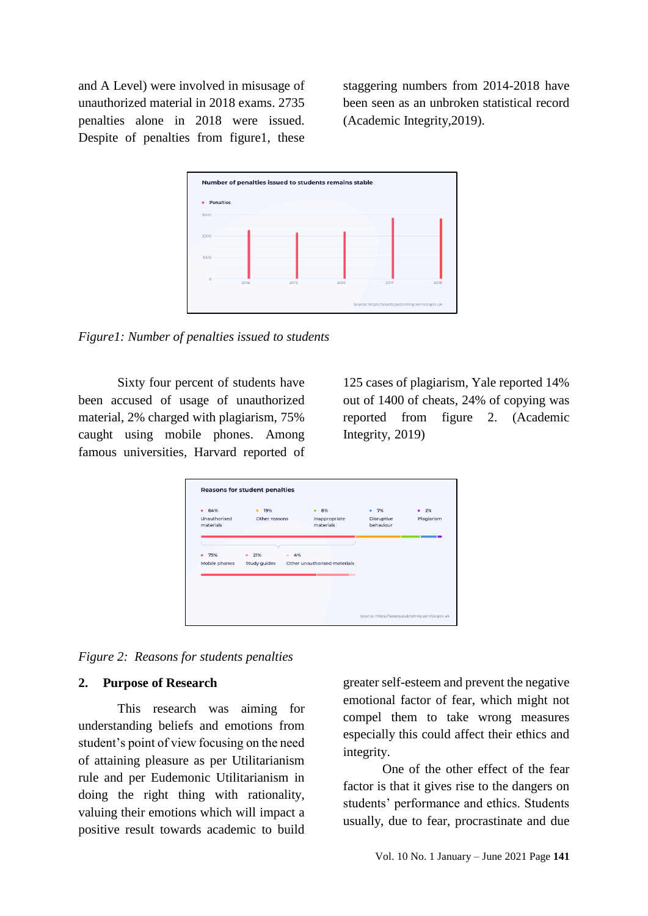and A Level) were involved in misusage of unauthorized material in 2018 exams. 2735 penalties alone in 2018 were issued. Despite of penalties from figure1, these staggering numbers from 2014-2018 have been seen as an unbroken statistical record (Academic Integrity,2019).

*Figure1: Number of penalties issued to students*

Sixty four percent of students have been accused of usage of unauthorized material, 2% charged with plagiarism, 75% caught using mobile phones. Among famous universities, Harvard reported of 125 cases of plagiarism, Yale reported 14% out of 1400 of cheats, 24% of copying was reported from figure 2. (Academic Integrity, 2019)

*Figure 2: Reasons for students penalties*

## 2. Purpose of Research

This research was aiming for understanding beliefs and emotions from student's point of view focusing on the need of attaining pleasure as per Utilitarianism rule and per Eudemonic Utilitarianism in doing the right thing with rationality, valuing their emotions which will impact a positive result towards academic to build greater self-esteem and prevent the negative emotional factor of fear, which might not compel them to take wrong measures especially this could affect their ethics and integrity.

One of the other effect of the fear factor is that it gives rise to the dangers on students' performance and ethics. Students usually, due to fear, procrastinate and due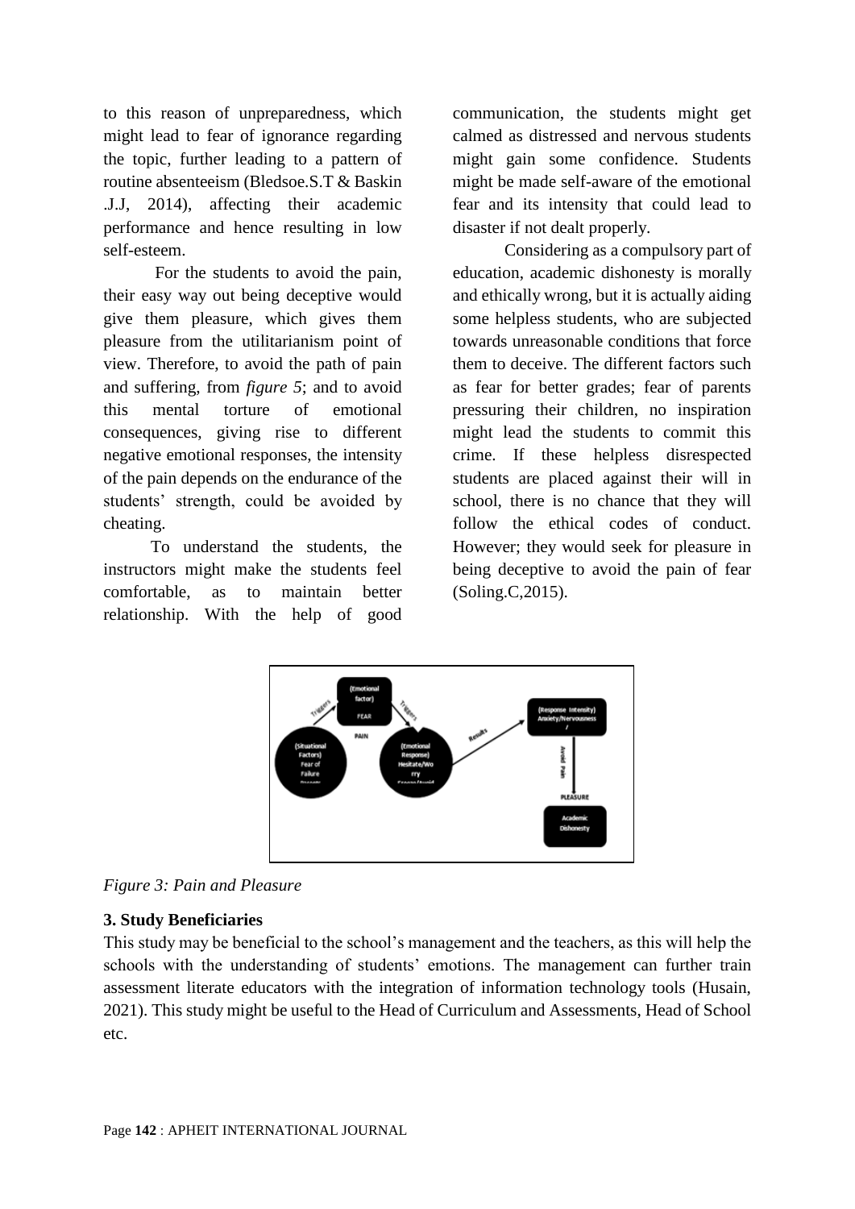to this reason of unpreparedness, which might lead to fear of ignorance regarding the topic, further leading to a pattern of routine absenteeism (Bledsoe.S.T & Baskin .J.J, 2014), affecting their academic performance and hence resulting in low self-esteem.

For the students to avoid the pain, their easy way out being deceptive would give them pleasure, which gives them pleasure from the utilitarianism point of view. Therefore, to avoid the path of pain and suffering, from *figure 5*; and to avoid this mental torture of emotional consequences, giving rise to different negative emotional responses, the intensity of the pain depends on the endurance of the students' strength, could be avoided by cheating.

To understand the students, the instructors might make the students feel comfortable, as to maintain better relationship. With the help of good communication, the students might get calmed as distressed and nervous students might gain some confidence. Students might be made self-aware of the emotional fear and its intensity that could lead to disaster if not dealt properly.

Considering as a compulsory part of education, academic dishonesty is morally and ethically wrong, but it is actually aiding some helpless students, who are subjected towards unreasonable conditions that force them to deceive. The different factors such as fear for better grades; fear of parents pressuring their children, no inspiration might lead the students to commit this crime. If these helpless disrespected students are placed against their will in school, there is no chance that they will follow the ethical codes of conduct. However; they would seek for pleasure in being deceptive to avoid the pain of fear (Soling.C,2015).

*Figure 3: Pain and Pleasure*

### 3. Study Beneficiaries

This study may be beneficial to the school's management and the teachers, as this will help the schools with the understanding of students' emotions. The management can further train assessment literate educators with the integration of information technology tools (Husain, 2021). This study might be useful to the Head of Curriculum and Assessments, Head of School etc.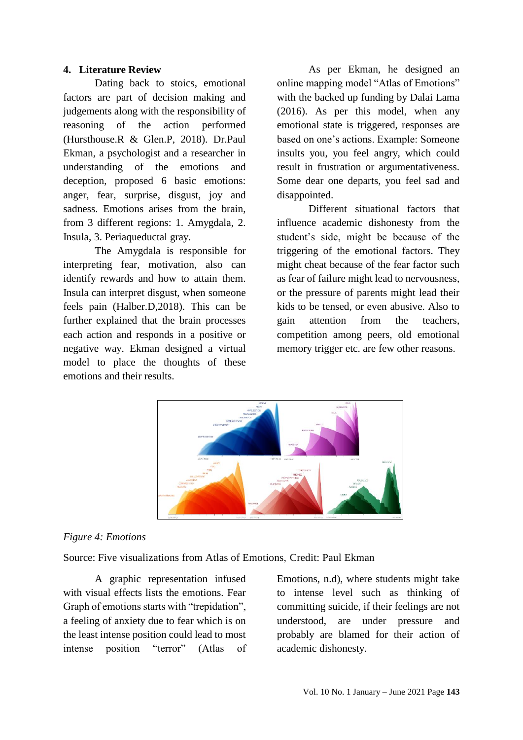## 4. Literature Review

Dating back to stoics, emotional factors are part of decision making and judgements along with the responsibility of reasoning of the action performed (Hursthouse.R & Glen.P, 2018). Dr.Paul Ekman, a psychologist and a researcher in understanding of the emotions and deception, proposed 6 basic emotions: anger, fear, surprise, disgust, joy and sadness. Emotions arises from the brain, from 3 different regions: 1. Amygdala, 2. Insula, 3. Periaqueductal gray.

The Amygdala is responsible for interpreting fear, motivation, also can identify rewards and how to attain them. Insula can interpret disgust, when someone feels pain (Halber.D,2018). This can be further explained that the brain processes each action and responds in a positive or negative way. Ekman designed a virtual model to place the thoughts of these emotions and their results.

As per Ekman, he designed an online mapping model "Atlas of Emotions" with the backed up funding by Dalai Lama (2016). As per this model, when any emotional state is triggered, responses are based on one's actions. Example: Someone insults you, you feel angry, which could result in frustration or argumentativeness. Some dear one departs, you feel sad and disappointed.

Different situational factors that influence academic dishonesty from the student's side, might be because of the triggering of the emotional factors. They might cheat because of the fear factor such as fear of failure might lead to nervousness, or the pressure of parents might lead their kids to be tensed, or even abusive. Also to gain attention from the teachers, competition among peers, old emotional memory trigger etc. are few other reasons.

*Figure 4: Emotions*

Source: Five visualizations from Atlas of Emotions, Credit: Paul Ekman

A graphic representation infused with visual effects lists the emotions. Fear Graph of emotions starts with "trepidation", a feeling of anxiety due to fear which is on the least intense position could lead to most intense position "terror" (Atlas of Emotions, n.d), where students might take to intense level such as thinking of committing suicide, if their feelings are not understood, are under pressure and probably are blamed for their action of academic dishonesty.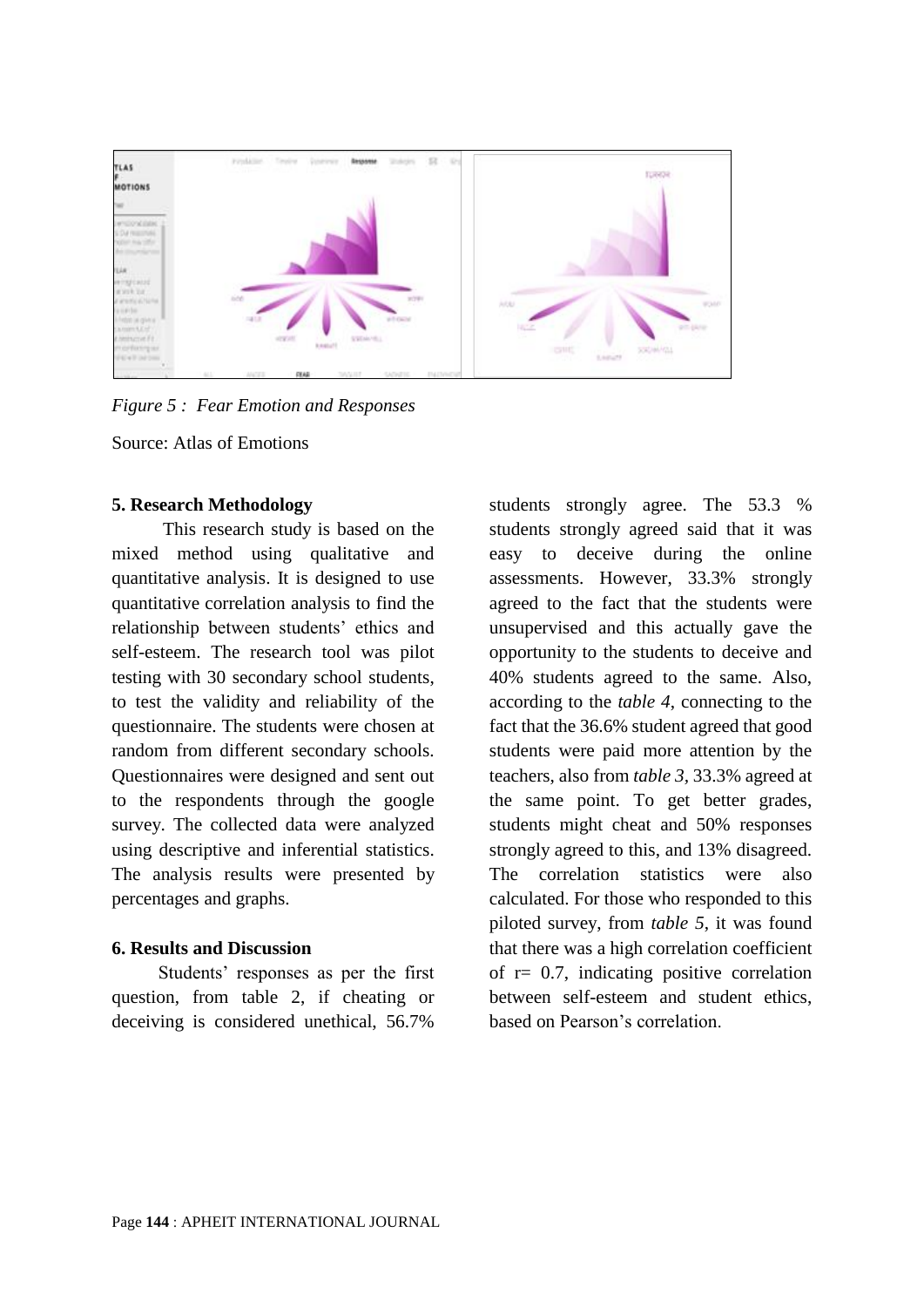*Figure 5 : Fear Emotion and Responses*

Source: Atlas of Emotions

**5. Research Methodology**

This research study is based on the mixed method using qualitative and quantitative analysis. It is designed to use quantitative correlation analysis to find the relationship between students' ethics and self-esteem. The research tool was pilot testing with 30 secondary school students, to test the validity and reliability of the questionnaire. The students were chosen at random from different secondary schools. Questionnaires were designed and sent out to the respondents through the google survey. The collected data were analyzed using descriptive and inferential statistics. The analysis results were presented by percentages and graphs.

**6. Results and Discussion**

Students' responses as per the first question, from table 2, if cheating or deceiving is considered unethical, 56.7% students strongly agree. The 53.3 % students strongly agreed said that it was easy to deceive during the online assessments. However, 33.3% strongly agreed to the fact that the students were unsupervised and this actually gave the opportunity to the students to deceive and 40% students agreed to the same. Also, according to the *table 4*, connecting to the fact that the 36.6% student agreed that good students were paid more attention by the teachers, also from *table 3*, 33.3% agreed at the same point. To get better grades, students might cheat and 50% responses strongly agreed to this, and 13% disagreed. The correlation statistics were also calculated. For those who responded to this piloted survey, from *table 5*, it was found that there was a high correlation coefficient of r= 0.7, indicating positive correlation between self-esteem and student ethics, based on Pearson's correlation.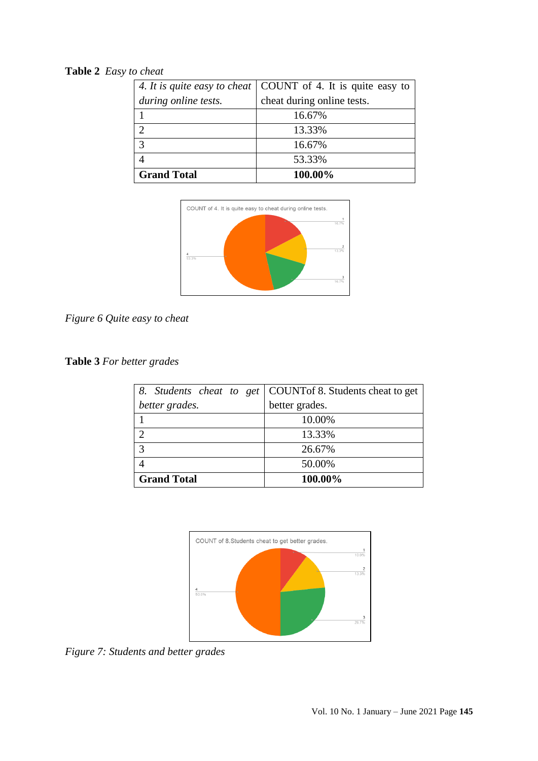**Table 2** *Easy to cheat*

| *4. It is quite easy to cheat during online tests.* | COUNT of 4. It is quite easy to cheat during online tests. |
|---|---|
| 1 | 16.67% |
| 2 | 13.33% |
| 3 | 16.67% |
| 4 | 53.33% |
| **Grand Total** | **100.00%** |

*Figure 6 Quite easy to cheat*

**Table 3** *For better grades*

| *8. Students cheat to get better grades.* | COUNTof 8. Students cheat to get better grades. |
|---|---|
| 1 | 10.00% |
| 2 | 13.33% |
| 3 | 26.67% |
| 4 | 50.00% |
| **Grand Total** | **100.00%** |

*Figure 7: Students and better grades*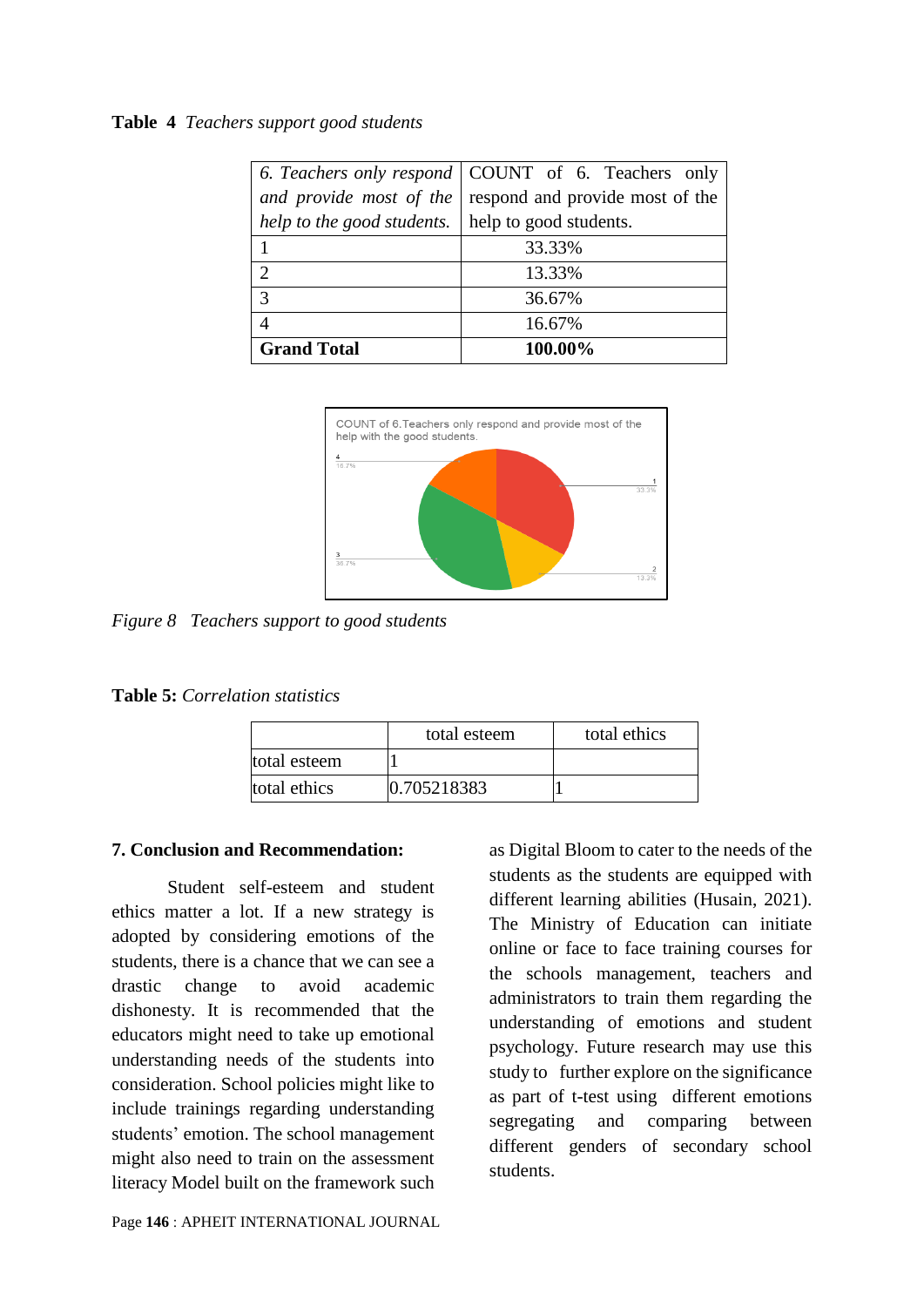**Table 4** *Teachers support good students*

| *6. Teachers only respond and provide most of the help to the good students.* | COUNT of 6. Teachers only respond and provide most of the help to good students. |
|---|---|
| 1 | 33.33% |
| 2 | 13.33% |
| 3 | 36.67% |
| 4 | 16.67% |
| **Grand Total** | **100.00%** |

*Figure 8 Teachers support to good students*

**Table 5:** *Correlation statistics*

| | total esteem | total ethics |
|---|---|---|
| total esteem | 1 | |
| total ethics | 0.705218383 | 1 |

**7. Conclusion and Recommendation:**

Student self-esteem and student ethics matter a lot. If a new strategy is adopted by considering emotions of the students, there is a chance that we can see a drastic change to avoid academic dishonesty. It is recommended that the educators might need to take up emotional understanding needs of the students into consideration. School policies might like to include trainings regarding understanding students' emotion. The school management might also need to train on the assessment literacy Model built on the framework such as Digital Bloom to cater to the needs of the students as the students are equipped with different learning abilities (Husain, 2021). The Ministry of Education can initiate online or face to face training courses for the schools management, teachers and administrators to train them regarding the understanding of emotions and student psychology. Future research may use this study to further explore on the significance as part of t-test using different emotions segregating and comparing between different genders of secondary school students.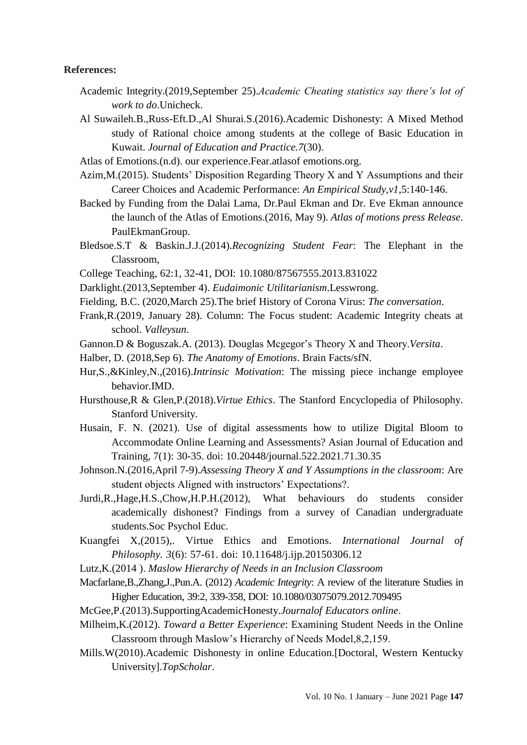**References:**

Academic Integrity.(2019,September 25).*Academic Cheating statistics say there's lot of work to do*.Unicheck.

Al Suwaileh.B.,Russ-Eft.D.,Al Shurai.S.(2016).Academic Dishonesty: A Mixed Method study of Rational choice among students at the college of Basic Education in Kuwait. *Journal of Education and Practice.7*(30).

Atlas of Emotions.(n.d). our experience.Fear.atlasof emotions.org.

Azim,M.(2015). Students' Disposition Regarding Theory X and Y Assumptions and their Career Choices and Academic Performance: *An Empirical Study,v1*,5:140-146.

Backed by Funding from the Dalai Lama, Dr.Paul Ekman and Dr. Eve Ekman announce the launch of the Atlas of Emotions.(2016, May 9). *Atlas of motions press Release*. PaulEkmanGroup.

Bledsoe.S.T & Baskin.J.J.(2014).*Recognizing Student Fear*: The Elephant in the Classroom,

College Teaching, 62:1, 32-41, DOI: 10.1080/87567555.2013.831022

Darklight.(2013,September 4). *Eudaimonic Utilitarianism*.Lesswrong.

Fielding, B.C. (2020,March 25).The brief History of Corona Virus: *The conversation*.

Frank,R.(2019, January 28). Column: The Focus student: Academic Integrity cheats at school. *Valleysun*.

Gannon.D & Boguszak.A. (2013). Douglas Mcgegor's Theory X and Theory.*Versita*.

Halber, D. (2018,Sep 6). *The Anatomy of Emotions*. Brain Facts/sfN.

Hur,S.,&Kinley,N.,(2016).*Intrinsic Motivation*: The missing piece inchange employee behavior.IMD.

Hursthouse,R & Glen,P.(2018).*Virtue Ethics*. The Stanford Encyclopedia of Philosophy. Stanford University.

Husain, F. N. (2021). Use of digital assessments how to utilize Digital Bloom to Accommodate Online Learning and Assessments? Asian Journal of Education and Training, 7(1): 30-35. doi: 10.20448/journal.522.2021.71.30.35

Johnson.N.(2016,April 7-9).*Assessing Theory X and Y Assumptions in the classroom*: Are student objects Aligned with instructors' Expectations?.

Jurdi,R.,Hage,H.S.,Chow,H.P.H.(2012), What behaviours do students consider academically dishonest? Findings from a survey of Canadian undergraduate students.Soc Psychol Educ.

Kuangfei X,(2015),. Virtue Ethics and Emotions. *International Journal of Philosophy*. *3*(6): 57-61. doi: 10.11648/j.ijp.20150306.12

Lutz,K.(2014 ). *Maslow Hierarchy of Needs in an Inclusion Classroom*

Macfarlane,B.,Zhang,J.,Pun.A. (2012) *Academic Integrity*: A review of the literature Studies in Higher Education, 39:2, 339-358, DOI: 10.1080/03075079.2012.709495

McGee,P.(2013).SupportingAcademicHonesty.*Journalof Educators online*.

Milheim,K.(2012). *Toward a Better Experience*: Examining Student Needs in the Online Classroom through Maslow's Hierarchy of Needs Model,8,2,159.

Mills.W(2010).Academic Dishonesty in online Education.[Doctoral, Western Kentucky University].*TopScholar*.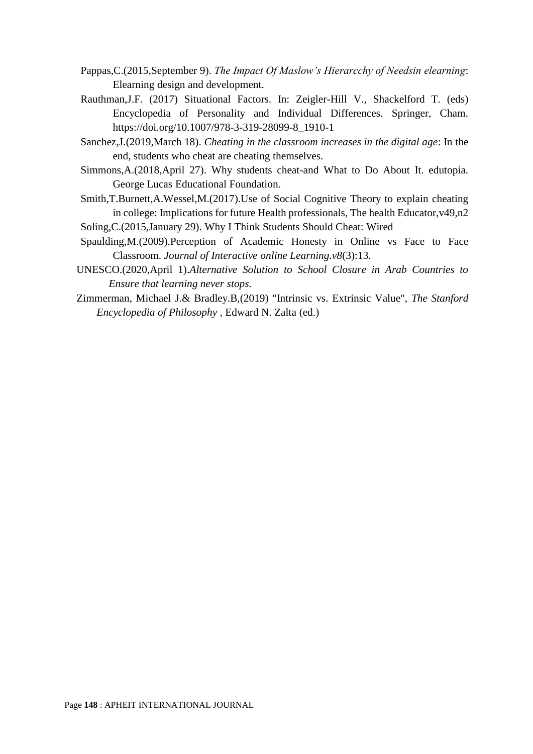Pappas,C.(2015,September 9). *The Impact Of Maslow's Hierarcchy of Needsin elearning*: Elearning design and development.

Rauthman,J.F. (2017) Situational Factors. In: Zeigler-Hill V., Shackelford T. (eds) Encyclopedia of Personality and Individual Differences. Springer, Cham. https://doi.org/10.1007/978-3-319-28099-8_1910-1

Sanchez,J.(2019,March 18). *Cheating in the classroom increases in the digital age*: In the end, students who cheat are cheating themselves.

Simmons,A.(2018,April 27). Why students cheat-and What to Do About It. edutopia. George Lucas Educational Foundation.

Smith,T.Burnett,A.Wessel,M.(2017).Use of Social Cognitive Theory to explain cheating in college: Implications for future Health professionals, The health Educator,v49,n2

Soling,C.(2015,January 29). Why I Think Students Should Cheat: Wired

Spaulding,M.(2009).Perception of Academic Honesty in Online vs Face to Face Classroom. *Journal of Interactive online Learning.v8*(3):13.

UNESCO.(2020,April 1).*Alternative Solution to School Closure in Arab Countries to Ensure that learning never stops.*

Zimmerman, Michael J.& Bradley.B,(2019) "Intrinsic vs. Extrinsic Value", *The Stanford Encyclopedia of Philosophy* , Edward N. Zalta (ed.)